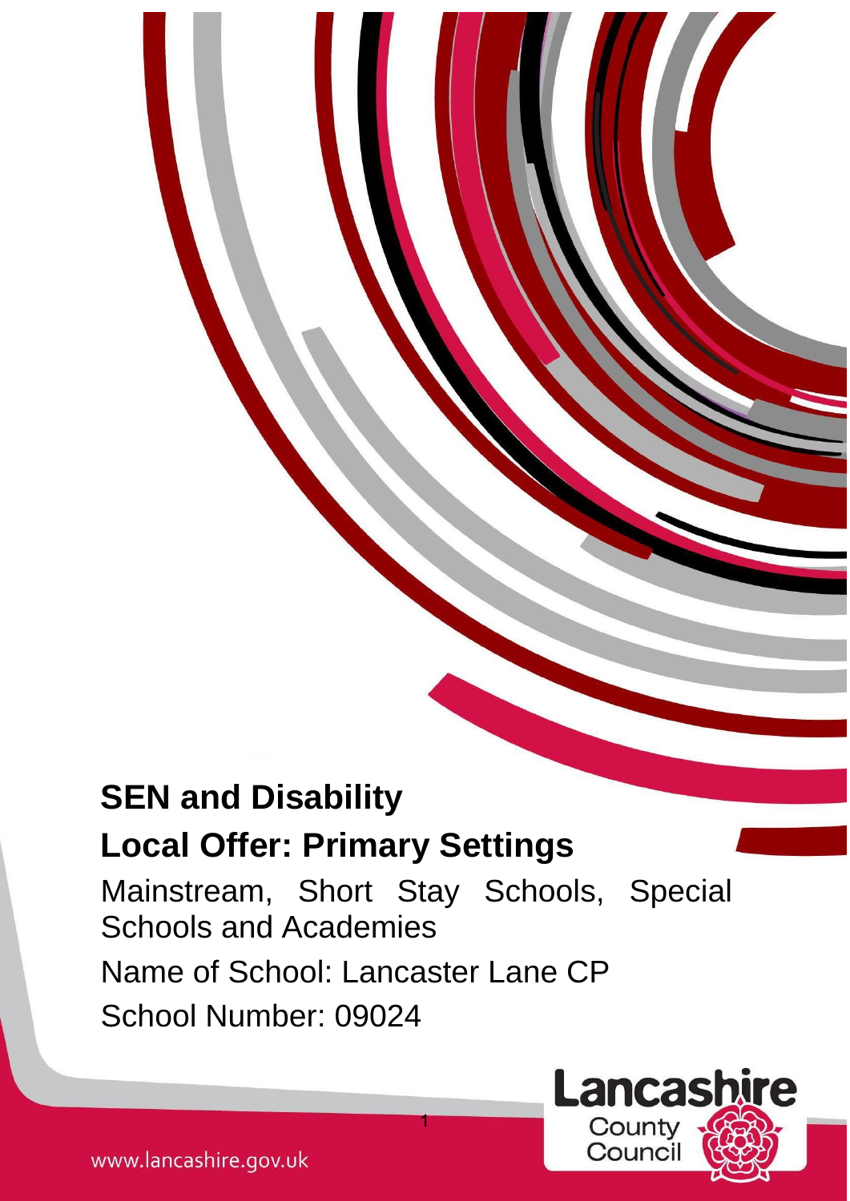# SEN and Disability

## Local Offer: Primary Settings

Mainstream, Short Stay Schools, Special Schools and Academies

Name of School: Lancaster Lane CP

School Number: 09024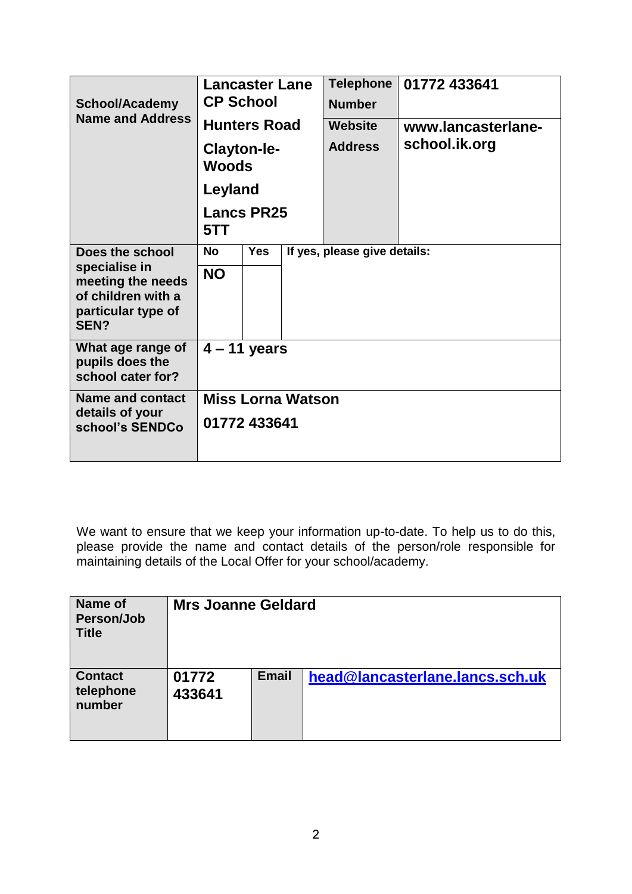| School/Academy Name and Address | Lancaster Lane CP School<br>Hunters Road<br>Clayton-le-Woods<br>Leyland<br>Lancs PR25 5TT | | | Telephone Number | 01772 433641 |
|---|---|---|---|---|---|
| | | | | Website Address | www.lancasterlane-school.ik.org |
| Does the school specialise in meeting the needs of children with a particular type of SEN? | No | Yes | If yes, please give details: | | |
| | NO | | | | |
| What age range of pupils does the school cater for? | 4 – 11 years | | | | |
| Name and contact details of your school's SENDCo | Miss Lorna Watson<br>01772 433641 | | | | |

We want to ensure that we keep your information up-to-date. To help us to do this, please provide the name and contact details of the person/role responsible for maintaining details of the Local Offer for your school/academy.

| Name of Person/Job Title | Mrs Joanne Geldard | | |
|---|---|---|---|
| Contact telephone number | 01772 433641 | Email | head@lancasterlane.lancs.sch.uk |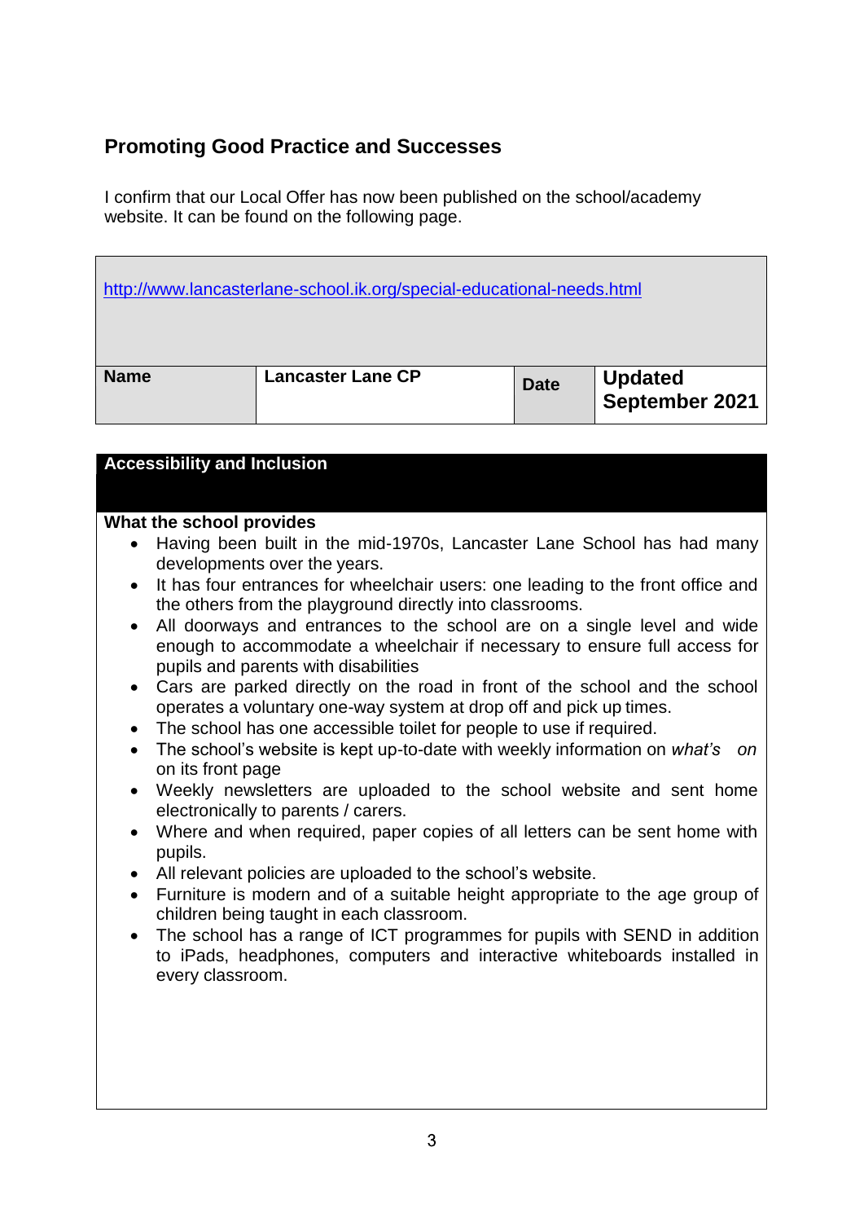## Promoting Good Practice and Successes

I confirm that our Local Offer has now been published on the school/academy website. It can be found on the following page.

| http://www.lancasterlane-school.ik.org/special-educational-needs.html | | | |
|---|---|---|---|
| **Name** | **Lancaster Lane CP** | **Date** | **Updated September 2021** |

### Accessibility and Inclusion

**What the school provides**

- Having been built in the mid-1970s, Lancaster Lane School has had many developments over the years.
- It has four entrances for wheelchair users: one leading to the front office and the others from the playground directly into classrooms.
- All doorways and entrances to the school are on a single level and wide enough to accommodate a wheelchair if necessary to ensure full access for pupils and parents with disabilities
- Cars are parked directly on the road in front of the school and the school operates a voluntary one-way system at drop off and pick up times.
- The school has one accessible toilet for people to use if required.
- The school's website is kept up-to-date with weekly information on *what's on* on its front page
- Weekly newsletters are uploaded to the school website and sent home electronically to parents / carers.
- Where and when required, paper copies of all letters can be sent home with pupils.
- All relevant policies are uploaded to the school's website.
- Furniture is modern and of a suitable height appropriate to the age group of children being taught in each classroom.
- The school has a range of ICT programmes for pupils with SEND in addition to iPads, headphones, computers and interactive whiteboards installed in every classroom.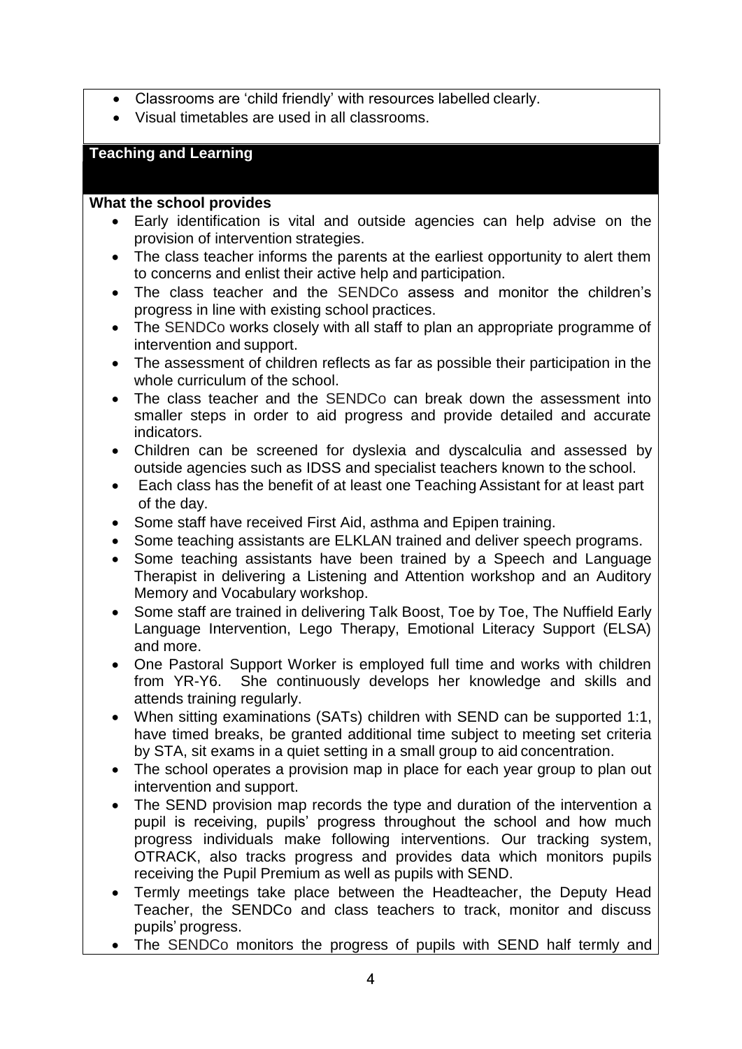- Classrooms are 'child friendly' with resources labelled clearly.
- Visual timetables are used in all classrooms.

## Teaching and Learning

**What the school provides**

- Early identification is vital and outside agencies can help advise on the provision of intervention strategies.
- The class teacher informs the parents at the earliest opportunity to alert them to concerns and enlist their active help and participation.
- The class teacher and the SENDCo assess and monitor the children's progress in line with existing school practices.
- The SENDCo works closely with all staff to plan an appropriate programme of intervention and support.
- The assessment of children reflects as far as possible their participation in the whole curriculum of the school.
- The class teacher and the SENDCo can break down the assessment into smaller steps in order to aid progress and provide detailed and accurate indicators.
- Children can be screened for dyslexia and dyscalculia and assessed by outside agencies such as IDSS and specialist teachers known to the school.
- Each class has the benefit of at least one Teaching Assistant for at least part of the day.
- Some staff have received First Aid, asthma and Epipen training.
- Some teaching assistants are ELKLAN trained and deliver speech programs.
- Some teaching assistants have been trained by a Speech and Language Therapist in delivering a Listening and Attention workshop and an Auditory Memory and Vocabulary workshop.
- Some staff are trained in delivering Talk Boost, Toe by Toe, The Nuffield Early Language Intervention, Lego Therapy, Emotional Literacy Support (ELSA) and more.
- One Pastoral Support Worker is employed full time and works with children from YR-Y6. She continuously develops her knowledge and skills and attends training regularly.
- When sitting examinations (SATs) children with SEND can be supported 1:1, have timed breaks, be granted additional time subject to meeting set criteria by STA, sit exams in a quiet setting in a small group to aid concentration.
- The school operates a provision map in place for each year group to plan out intervention and support.
- The SEND provision map records the type and duration of the intervention a pupil is receiving, pupils' progress throughout the school and how much progress individuals make following interventions. Our tracking system, OTRACK, also tracks progress and provides data which monitors pupils receiving the Pupil Premium as well as pupils with SEND.
- Termly meetings take place between the Headteacher, the Deputy Head Teacher, the SENDCo and class teachers to track, monitor and discuss pupils' progress.
- The SENDCo monitors the progress of pupils with SEND half termly and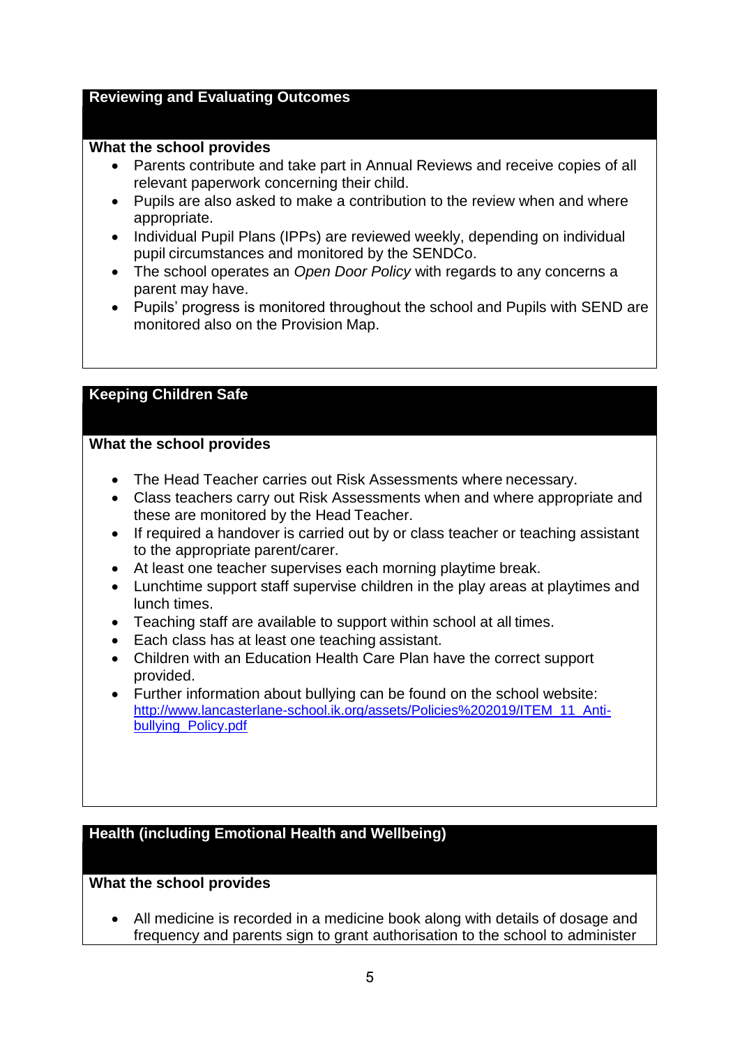## Reviewing and Evaluating Outcomes

**What the school provides**

- Parents contribute and take part in Annual Reviews and receive copies of all relevant paperwork concerning their child.
- Pupils are also asked to make a contribution to the review when and where appropriate.
- Individual Pupil Plans (IPPs) are reviewed weekly, depending on individual pupil circumstances and monitored by the SENDCo.
- The school operates an *Open Door Policy* with regards to any concerns a parent may have.
- Pupils' progress is monitored throughout the school and Pupils with SEND are monitored also on the Provision Map.

## Keeping Children Safe

**What the school provides**

- The Head Teacher carries out Risk Assessments where necessary.
- Class teachers carry out Risk Assessments when and where appropriate and these are monitored by the Head Teacher.
- If required a handover is carried out by or class teacher or teaching assistant to the appropriate parent/carer.
- At least one teacher supervises each morning playtime break.
- Lunchtime support staff supervise children in the play areas at playtimes and lunch times.
- Teaching staff are available to support within school at all times.
- Each class has at least one teaching assistant.
- Children with an Education Health Care Plan have the correct support provided.
- Further information about bullying can be found on the school website: [http://www.lancasterlane-school.ik.org/assets/Policies%202019/ITEM_11_Anti-bullying_Policy.pdf](http://www.lancasterlane-school.ik.org/assets/Policies%202019/ITEM_11_Anti-bullying_Policy.pdf)

## Health (including Emotional Health and Wellbeing)

**What the school provides**

- All medicine is recorded in a medicine book along with details of dosage and frequency and parents sign to grant authorisation to the school to administer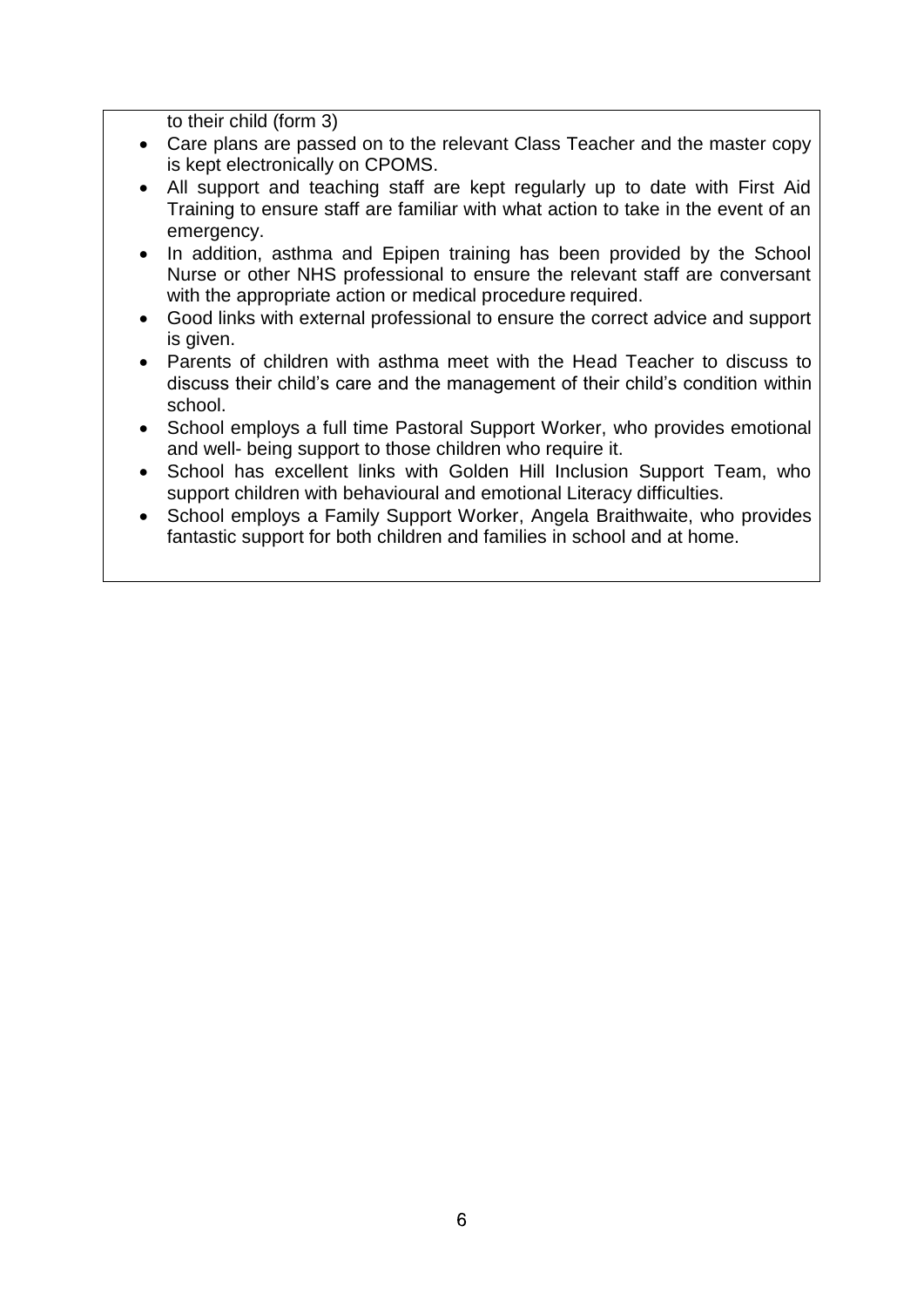to their child (form 3)

- Care plans are passed on to the relevant Class Teacher and the master copy is kept electronically on CPOMS.
- All support and teaching staff are kept regularly up to date with First Aid Training to ensure staff are familiar with what action to take in the event of an emergency.
- In addition, asthma and Epipen training has been provided by the School Nurse or other NHS professional to ensure the relevant staff are conversant with the appropriate action or medical procedure required.
- Good links with external professional to ensure the correct advice and support is given.
- Parents of children with asthma meet with the Head Teacher to discuss to discuss their child's care and the management of their child's condition within school.
- School employs a full time Pastoral Support Worker, who provides emotional and well- being support to those children who require it.
- School has excellent links with Golden Hill Inclusion Support Team, who support children with behavioural and emotional Literacy difficulties.
- School employs a Family Support Worker, Angela Braithwaite, who provides fantastic support for both children and families in school and at home.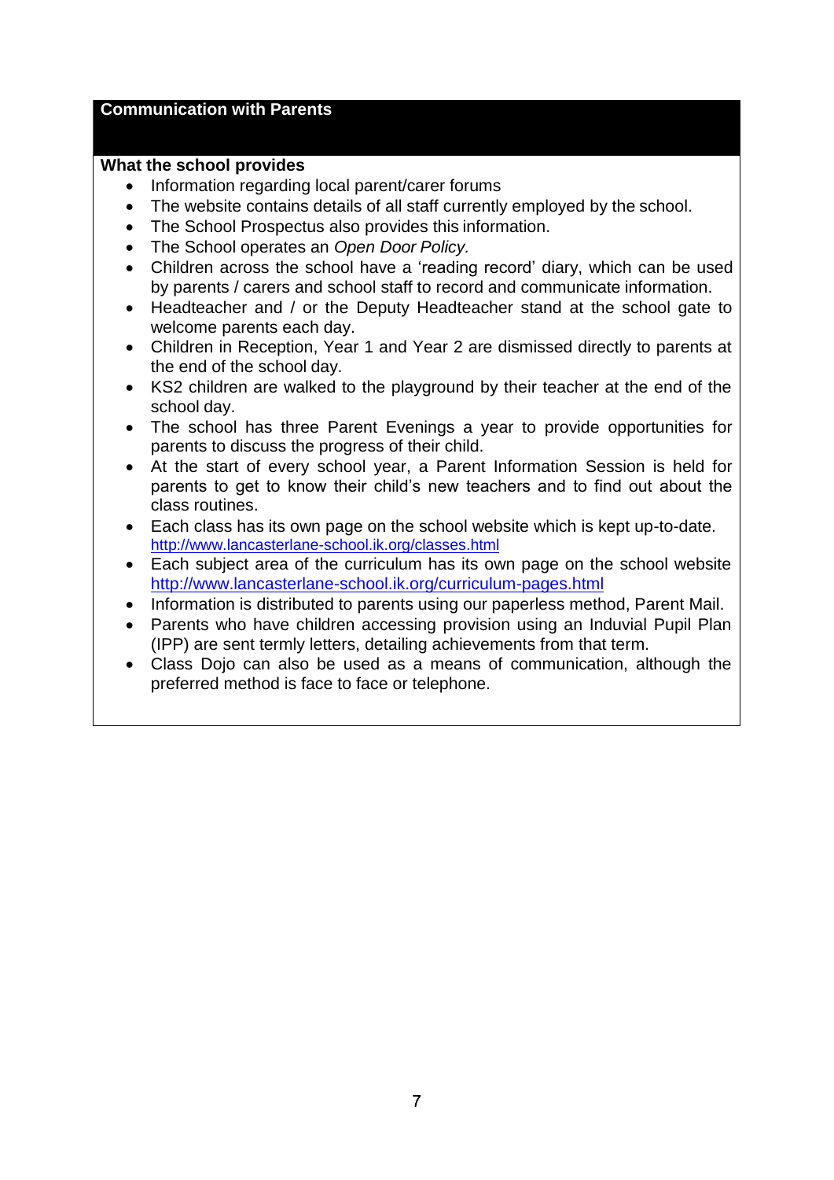## Communication with Parents

**What the school provides**

- Information regarding local parent/carer forums
- The website contains details of all staff currently employed by the school.
- The School Prospectus also provides this information.
- The School operates an *Open Door Policy.*
- Children across the school have a 'reading record' diary, which can be used by parents / carers and school staff to record and communicate information.
- Headteacher and / or the Deputy Headteacher stand at the school gate to welcome parents each day.
- Children in Reception, Year 1 and Year 2 are dismissed directly to parents at the end of the school day.
- KS2 children are walked to the playground by their teacher at the end of the school day.
- The school has three Parent Evenings a year to provide opportunities for parents to discuss the progress of their child.
- At the start of every school year, a Parent Information Session is held for parents to get to know their child's new teachers and to find out about the class routines.
- Each class has its own page on the school website which is kept up-to-date. http://www.lancasterlane-school.ik.org/classes.html
- Each subject area of the curriculum has its own page on the school website http://www.lancasterlane-school.ik.org/curriculum-pages.html
- Information is distributed to parents using our paperless method, Parent Mail.
- Parents who have children accessing provision using an Induvial Pupil Plan (IPP) are sent termly letters, detailing achievements from that term.
- Class Dojo can also be used as a means of communication, although the preferred method is face to face or telephone.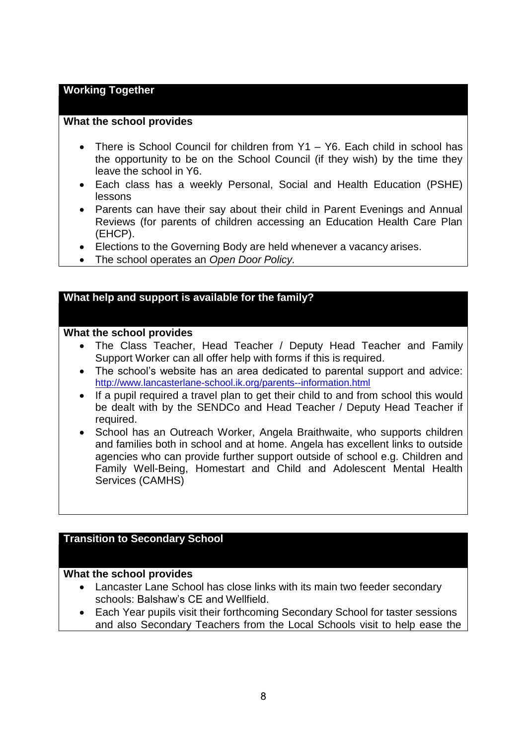## Working Together

**What the school provides**

- There is School Council for children from Y1 – Y6. Each child in school has the opportunity to be on the School Council (if they wish) by the time they leave the school in Y6.
- Each class has a weekly Personal, Social and Health Education (PSHE) lessons
- Parents can have their say about their child in Parent Evenings and Annual Reviews (for parents of children accessing an Education Health Care Plan (EHCP).
- Elections to the Governing Body are held whenever a vacancy arises.
- The school operates an *Open Door Policy.*

## What help and support is available for the family?

**What the school provides**

- The Class Teacher, Head Teacher / Deputy Head Teacher and Family Support Worker can all offer help with forms if this is required.
- The school's website has an area dedicated to parental support and advice: [http://www.lancasterlane-school.ik.org/parents--information.html](http://www.lancasterlane-school.ik.org/parents--information.html)
- If a pupil required a travel plan to get their child to and from school this would be dealt with by the SENDCo and Head Teacher / Deputy Head Teacher if required.
- School has an Outreach Worker, Angela Braithwaite, who supports children and families both in school and at home. Angela has excellent links to outside agencies who can provide further support outside of school e.g. Children and Family Well-Being, Homestart and Child and Adolescent Mental Health Services (CAMHS)

## Transition to Secondary School

**What the school provides**

- Lancaster Lane School has close links with its main two feeder secondary schools: Balshaw's CE and Wellfield.
- Each Year pupils visit their forthcoming Secondary School for taster sessions and also Secondary Teachers from the Local Schools visit to help ease the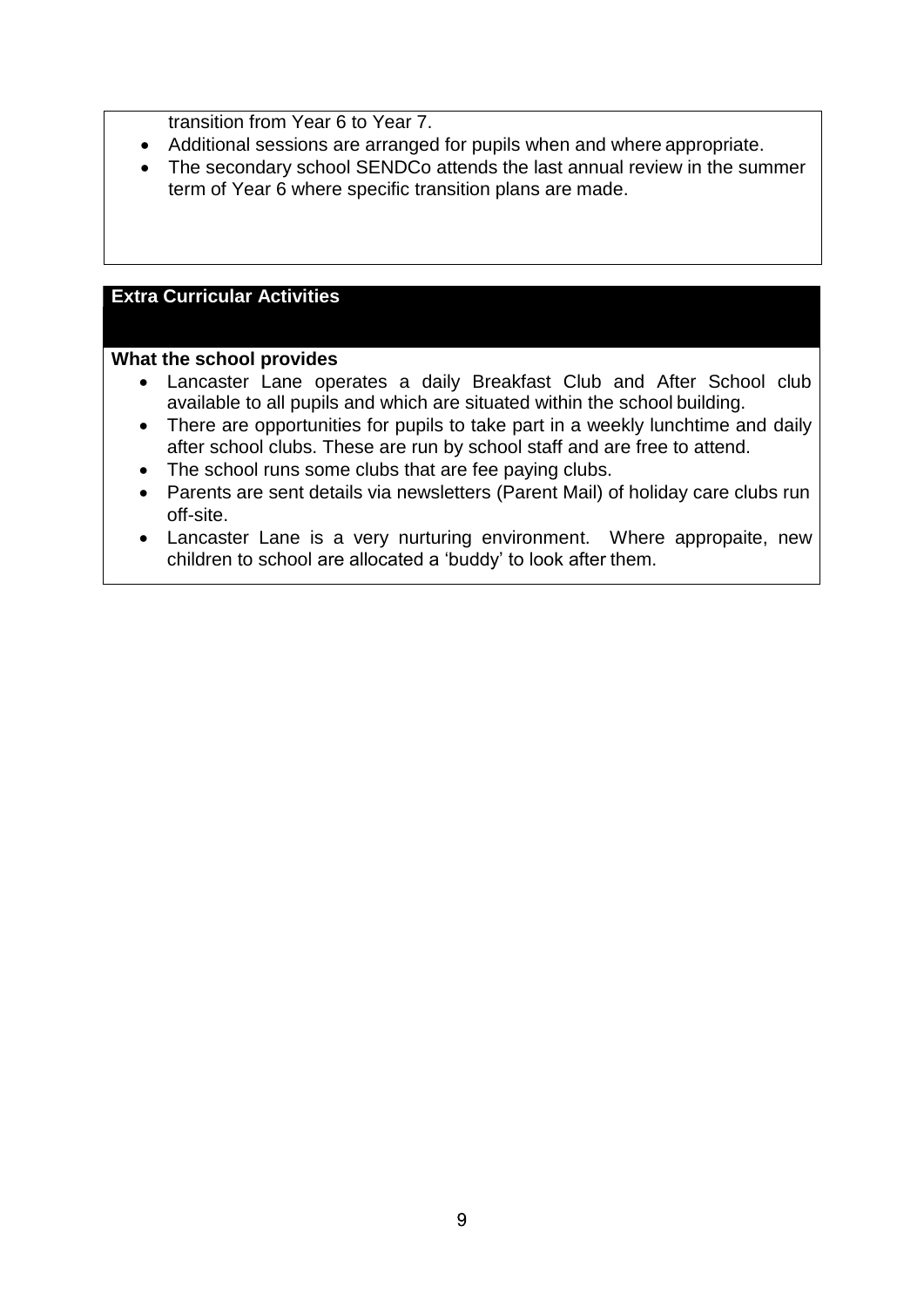transition from Year 6 to Year 7.

- Additional sessions are arranged for pupils when and where appropriate.
- The secondary school SENDCo attends the last annual review in the summer term of Year 6 where specific transition plans are made.

## Extra Curricular Activities

**What the school provides**

- Lancaster Lane operates a daily Breakfast Club and After School club available to all pupils and which are situated within the school building.
- There are opportunities for pupils to take part in a weekly lunchtime and daily after school clubs. These are run by school staff and are free to attend.
- The school runs some clubs that are fee paying clubs.
- Parents are sent details via newsletters (Parent Mail) of holiday care clubs run off-site.
- Lancaster Lane is a very nurturing environment. Where appropaite, new children to school are allocated a 'buddy' to look after them.